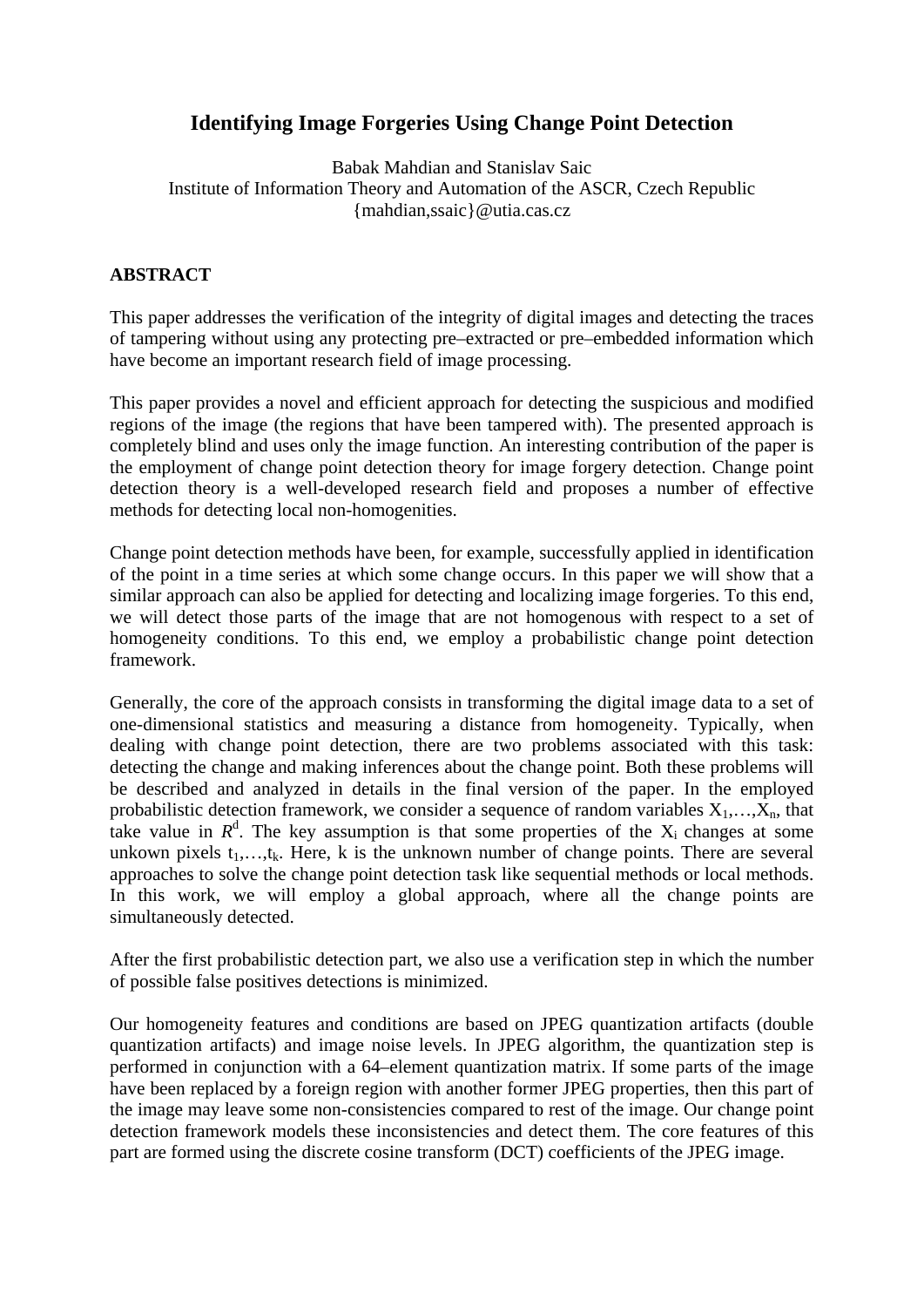# Identifying Image Forgeries Using Change Point Detection

Babak Mahdian and Stanislav Saic
Institute of Information Theory and Automation of the ASCR, Czech Republic
{mahdian,ssaic}@utia.cas.cz

## ABSTRACT

This paper addresses the verification of the integrity of digital images and detecting the traces of tampering without using any protecting pre–extracted or pre–embedded information which have become an important research field of image processing.

This paper provides a novel and efficient approach for detecting the suspicious and modified regions of the image (the regions that have been tampered with). The presented approach is completely blind and uses only the image function. An interesting contribution of the paper is the employment of change point detection theory for image forgery detection. Change point detection theory is a well-developed research field and proposes a number of effective methods for detecting local non-homogenities.

Change point detection methods have been, for example, successfully applied in identification of the point in a time series at which some change occurs. In this paper we will show that a similar approach can also be applied for detecting and localizing image forgeries. To this end, we will detect those parts of the image that are not homogenous with respect to a set of homogeneity conditions. To this end, we employ a probabilistic change point detection framework.

Generally, the core of the approach consists in transforming the digital image data to a set of one-dimensional statistics and measuring a distance from homogeneity. Typically, when dealing with change point detection, there are two problems associated with this task: detecting the change and making inferences about the change point. Both these problems will be described and analyzed in details in the final version of the paper. In the employed probabilistic detection framework, we consider a sequence of random variables $X_1,\ldots,X_n$, that take value in $R^d$. The key assumption is that some properties of the $X_i$ changes at some unkown pixels $t_1,\ldots,t_k$. Here, k is the unknown number of change points. There are several approaches to solve the change point detection task like sequential methods or local methods. In this work, we will employ a global approach, where all the change points are simultaneously detected.

After the first probabilistic detection part, we also use a verification step in which the number of possible false positives detections is minimized.

Our homogeneity features and conditions are based on JPEG quantization artifacts (double quantization artifacts) and image noise levels. In JPEG algorithm, the quantization step is performed in conjunction with a 64–element quantization matrix. If some parts of the image have been replaced by a foreign region with another former JPEG properties, then this part of the image may leave some non-consistencies compared to rest of the image. Our change point detection framework models these inconsistencies and detect them. The core features of this part are formed using the discrete cosine transform (DCT) coefficients of the JPEG image.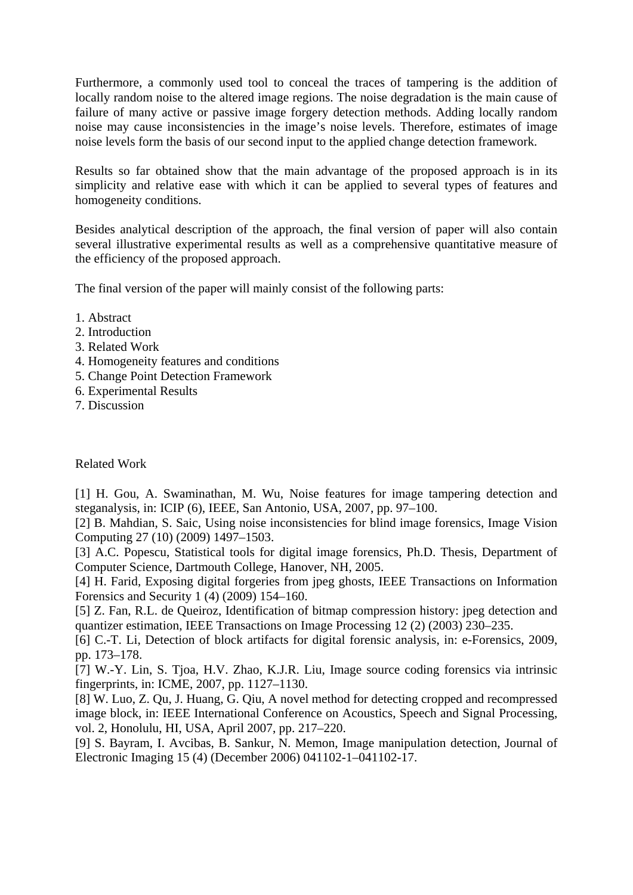Furthermore, a commonly used tool to conceal the traces of tampering is the addition of locally random noise to the altered image regions. The noise degradation is the main cause of failure of many active or passive image forgery detection methods. Adding locally random noise may cause inconsistencies in the image's noise levels. Therefore, estimates of image noise levels form the basis of our second input to the applied change detection framework.

Results so far obtained show that the main advantage of the proposed approach is in its simplicity and relative ease with which it can be applied to several types of features and homogeneity conditions.

Besides analytical description of the approach, the final version of paper will also contain several illustrative experimental results as well as a comprehensive quantitative measure of the efficiency of the proposed approach.

The final version of the paper will mainly consist of the following parts:

1. Abstract
2. Introduction
3. Related Work
4. Homogeneity features and conditions
5. Change Point Detection Framework
6. Experimental Results
7. Discussion

## Related Work

[1] H. Gou, A. Swaminathan, M. Wu, Noise features for image tampering detection and steganalysis, in: ICIP (6), IEEE, San Antonio, USA, 2007, pp. 97–100.
[2] B. Mahdian, S. Saic, Using noise inconsistencies for blind image forensics, Image Vision Computing 27 (10) (2009) 1497–1503.
[3] A.C. Popescu, Statistical tools for digital image forensics, Ph.D. Thesis, Department of Computer Science, Dartmouth College, Hanover, NH, 2005.
[4] H. Farid, Exposing digital forgeries from jpeg ghosts, IEEE Transactions on Information Forensics and Security 1 (4) (2009) 154–160.
[5] Z. Fan, R.L. de Queiroz, Identification of bitmap compression history: jpeg detection and quantizer estimation, IEEE Transactions on Image Processing 12 (2) (2003) 230–235.
[6] C.-T. Li, Detection of block artifacts for digital forensic analysis, in: e-Forensics, 2009, pp. 173–178.
[7] W.-Y. Lin, S. Tjoa, H.V. Zhao, K.J.R. Liu, Image source coding forensics via intrinsic fingerprints, in: ICME, 2007, pp. 1127–1130.
[8] W. Luo, Z. Qu, J. Huang, G. Qiu, A novel method for detecting cropped and recompressed image block, in: IEEE International Conference on Acoustics, Speech and Signal Processing, vol. 2, Honolulu, HI, USA, April 2007, pp. 217–220.
[9] S. Bayram, I. Avcibas, B. Sankur, N. Memon, Image manipulation detection, Journal of Electronic Imaging 15 (4) (December 2006) 041102-1–041102-17.